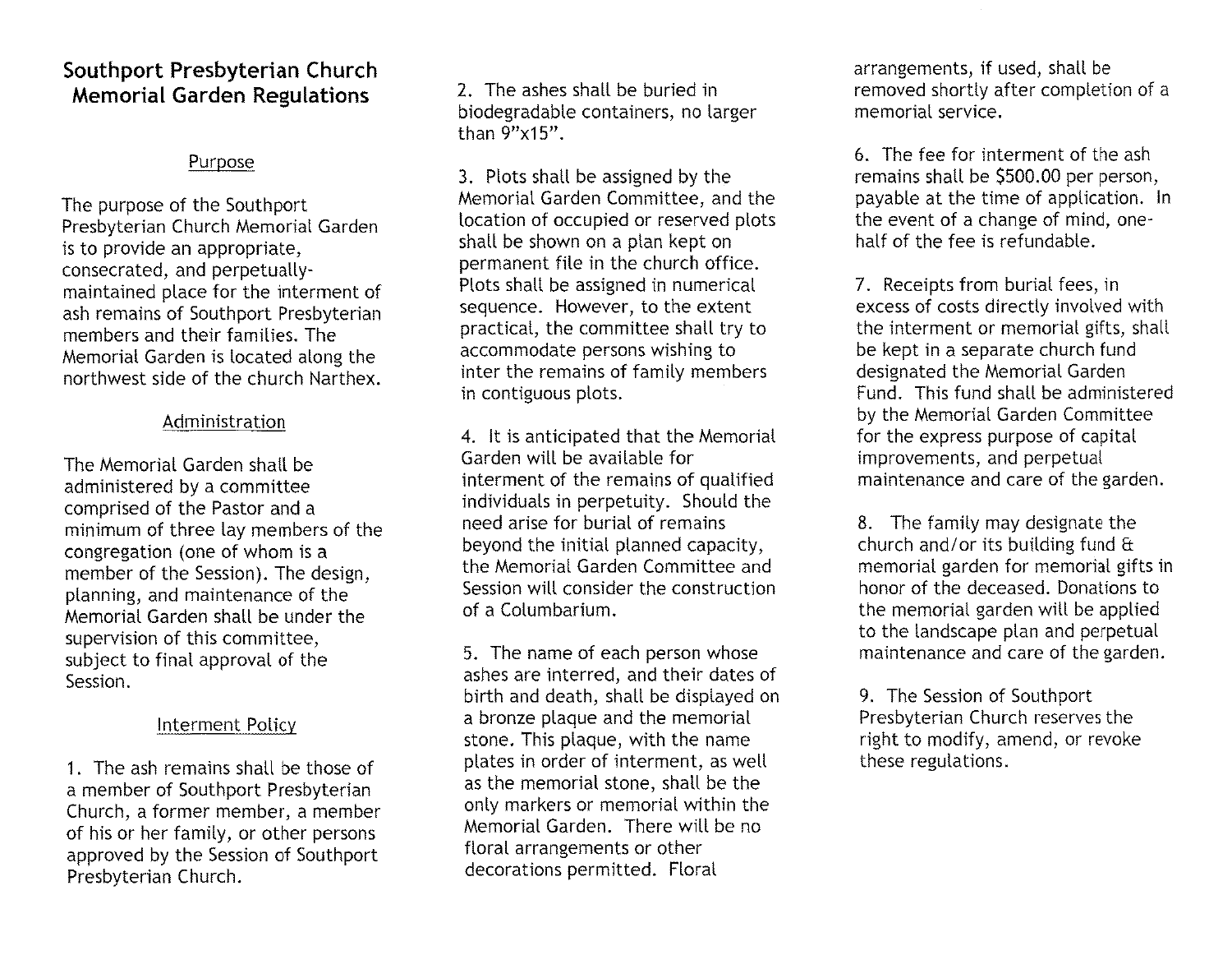# Southport Presbyterian Church Memorial Garden Regulations

## Purpose

The purpose of the Southport Presbyterian Church Memorial Garden is to provide an appropriate, consecrated, and perpetually-maintained place for the interment of ash remains of Southport Presbyterian members and their families. The Memorial Garden is located along the northwest side of the church Narthex.

## Administration

The Memorial Garden shall be administered by a committee comprised of the Pastor and a minimum of three lay members of the congregation (one of whom is a member of the Session). The design, planning, and maintenance of the Memorial Garden shall be under the supervision of this committee, subject to final approval of the Session.

## Interment Policy

1. The ash remains shall be those of a member of Southport Presbyterian Church, a former member, a member of his or her family, or other persons approved by the Session of Southport Presbyterian Church.

2. The ashes shall be buried in biodegradable containers, no larger than 9"x15".

3. Plots shall be assigned by the Memorial Garden Committee, and the location of occupied or reserved plots shall be shown on a plan kept on permanent file in the church office. Plots shall be assigned in numerical sequence. However, to the extent practical, the committee shall try to accommodate persons wishing to inter the remains of family members in contiguous plots.

4. It is anticipated that the Memorial Garden will be available for interment of the remains of qualified individuals in perpetuity. Should the need arise for burial of remains beyond the initial planned capacity, the Memorial Garden Committee and Session will consider the construction of a Columbarium.

5. The name of each person whose ashes are interred, and their dates of birth and death, shall be displayed on a bronze plaque and the memorial stone. This plaque, with the name plates in order of interment, as well as the memorial stone, shall be the only markers or memorial within the Memorial Garden. There will be no floral arrangements or other decorations permitted. Floral arrangements, if used, shall be removed shortly after completion of a memorial service.

6. The fee for interment of the ash remains shall be $500.00 per person, payable at the time of application. In the event of a change of mind, one-half of the fee is refundable.

7. Receipts from burial fees, in excess of costs directly involved with the interment or memorial gifts, shall be kept in a separate church fund designated the Memorial Garden Fund. This fund shall be administered by the Memorial Garden Committee for the express purpose of capital improvements, and perpetual maintenance and care of the garden.

8. The family may designate the church and/or its building fund & memorial garden for memorial gifts in honor of the deceased. Donations to the memorial garden will be applied to the landscape plan and perpetual maintenance and care of the garden.

9. The Session of Southport Presbyterian Church reserves the right to modify, amend, or revoke these regulations.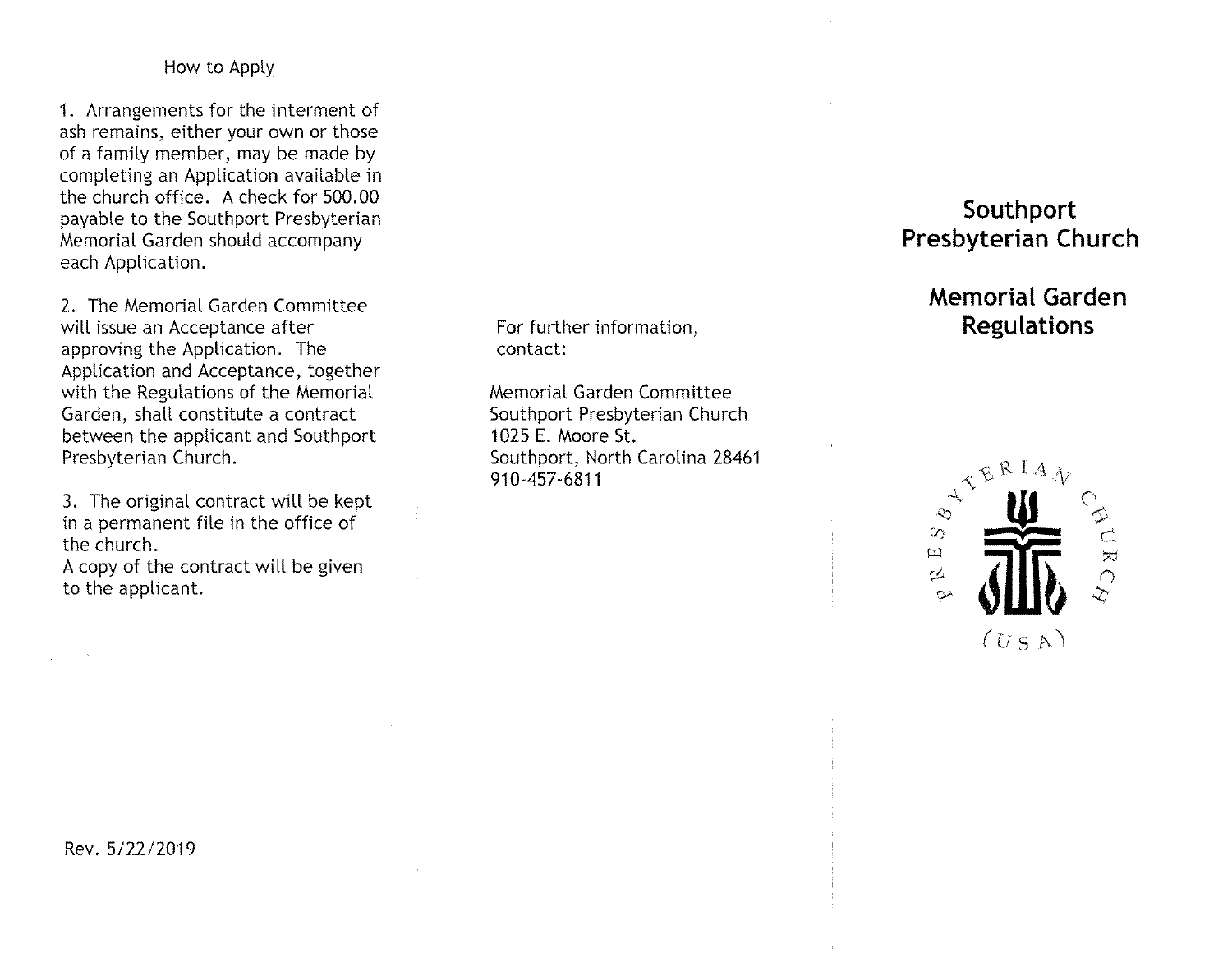## How to Apply

1. Arrangements for the interment of ash remains, either your own or those of a family member, may be made by completing an Application available in the church office. A check for 500.00 payable to the Southport Presbyterian Memorial Garden should accompany each Application.

2. The Memorial Garden Committee will issue an Acceptance after approving the Application. The Application and Acceptance, together with the Regulations of the Memorial Garden, shall constitute a contract between the applicant and Southport Presbyterian Church.

3. The original contract will be kept in a permanent file in the office of the church.
A copy of the contract will be given to the applicant.

Rev. 5/22/2019

For further information, contact:

Memorial Garden Committee
Southport Presbyterian Church
1025 E. Moore St.
Southport, North Carolina 28461
910-457-6811

# Southport Presbyterian Church

# Memorial Garden Regulations

PRESBYTERIAN CHURCH (USA)